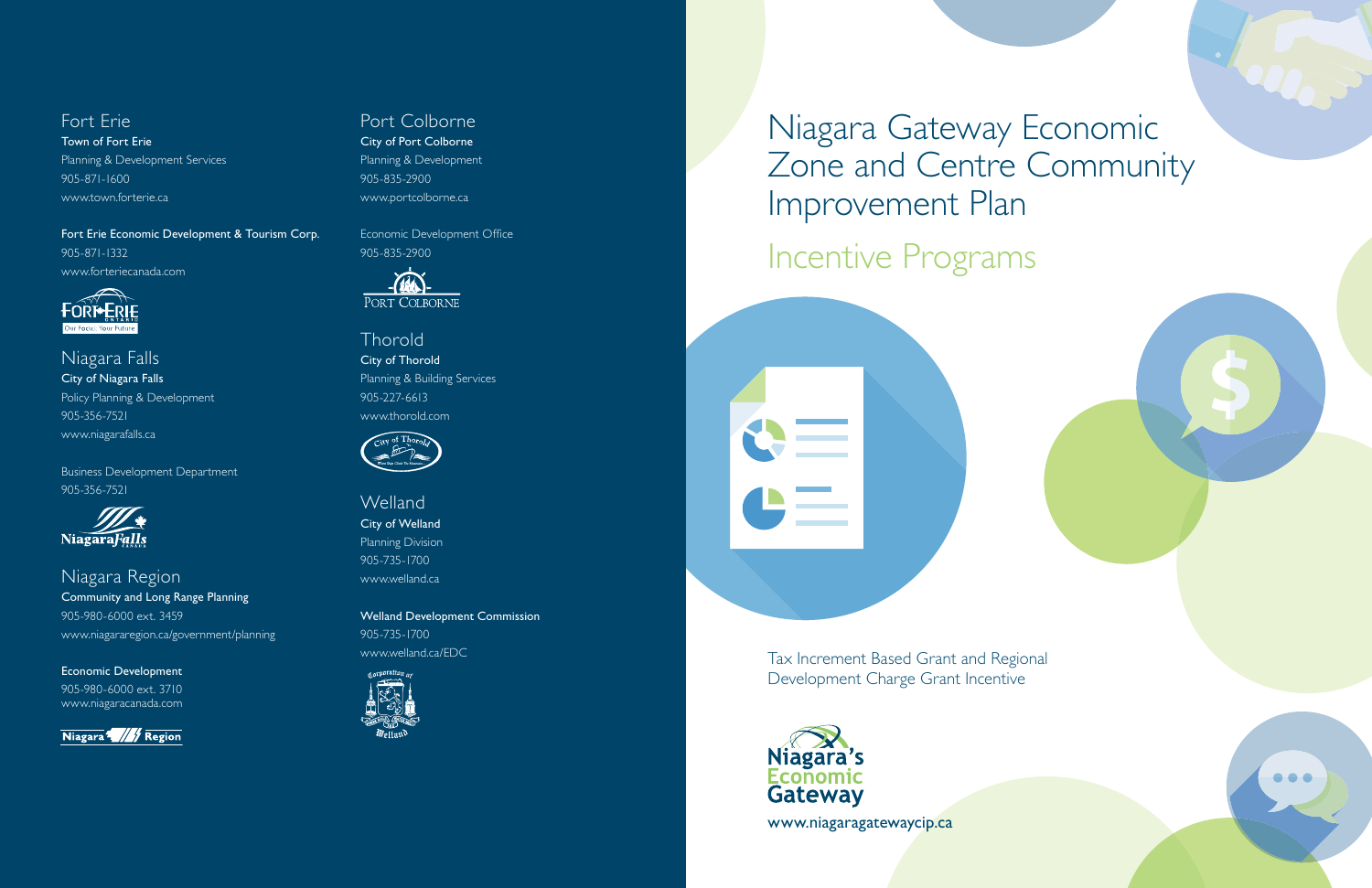# Niagara Gateway Economic Zone and Centre Community Improvement Plan

## Incentive Programs

Tax Increment Based Grant and Regional Development Charge Grant Incentive

Niagara's Economic Gateway

www.niagaragatewaycip.ca

### Fort Erie

**Town of Fort Erie**
Planning & Development Services
905-871-1600
www.town.forterie.ca

**Fort Erie Economic Development & Tourism Corp.**
905-871-1332
www.forteriecanada.com

### Niagara Falls

**City of Niagara Falls**
Policy Planning & Development
905-356-7521
www.niagarafalls.ca

Business Development Department
905-356-7521

### Niagara Region

**Community and Long Range Planning**
905-980-6000 ext. 3459
www.niagararegion.ca/government/planning

**Economic Development**
905-980-6000 ext. 3710
www.niagaracanada.com

### Port Colborne

**City of Port Colborne**
Planning & Development
905-835-2900
www.portcolborne.ca

Economic Development Office
905-835-2900

### Thorold

**City of Thorold**
Planning & Building Services
905-227-6613
www.thorold.com

### Welland

**City of Welland**
Planning Division
905-735-1700
www.welland.ca

**Welland Development Commission**
905-735-1700
www.welland.ca/EDC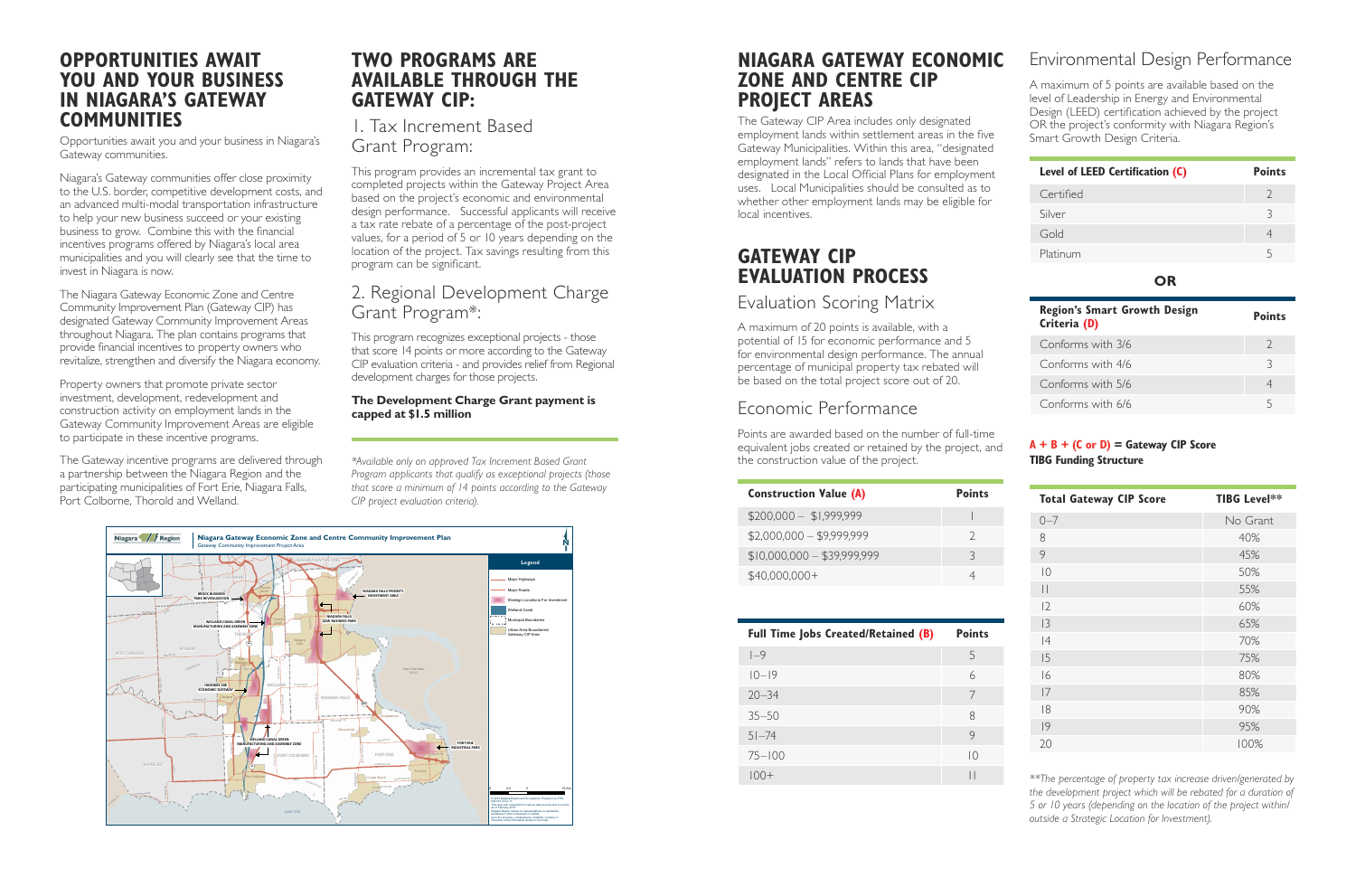# OPPORTUNITIES AWAIT YOU AND YOUR BUSINESS IN NIAGARA'S GATEWAY COMMUNITIES

Opportunities await you and your business in Niagara's Gateway communities.

Niagara's Gateway communities offer close proximity to the U.S. border, competitive development costs, and an advanced multi-modal transportation infrastructure to help your new business succeed or your existing business to grow. Combine this with the financial incentives programs offered by Niagara's local area municipalities and you will clearly see that the time to invest in Niagara is now.

The Niagara Gateway Economic Zone and Centre Community Improvement Plan (Gateway CIP) has designated Gateway Community Improvement Areas throughout Niagara. The plan contains programs that provide financial incentives to property owners who revitalize, strengthen and diversify the Niagara economy.

Property owners that promote private sector investment, development, redevelopment and construction activity on employment lands in the Gateway Community Improvement Areas are eligible to participate in these incentive programs.

The Gateway incentive programs are delivered through a partnership between the Niagara Region and the participating municipalities of Fort Erie, Niagara Falls, Port Colborne, Thorold and Welland.

# TWO PROGRAMS ARE AVAILABLE THROUGH THE GATEWAY CIP:

## 1. Tax Increment Based Grant Program:

This program provides an incremental tax grant to completed projects within the Gateway Project Area based on the project's economic and environmental design performance. Successful applicants will receive a tax rate rebate of a percentage of the post-project values, for a period of 5 or 10 years depending on the location of the project. Tax savings resulting from this program can be significant.

## 2. Regional Development Charge Grant Program*:

This program recognizes exceptional projects - those that score 14 points or more according to the Gateway CIP evaluation criteria - and provides relief from Regional development charges for those projects.

**The Development Charge Grant payment is capped at $1.5 million**

*\*Available only on approved Tax Increment Based Grant Program applicants that qualify as exceptional projects (those that score a minimum of 14 points according to the Gateway CIP project evaluation criteria).*

Niagara Region — Niagara Gateway Economic Zone and Centre Community Improvement Plan
Gateway Community Improvement Project Areas

Legend: Major Highways; Major Roads; Strategic Locations For Investment; Welland Canal; Municipal Boundaries; Urban Area Boundaries/ Gateway CIP Area

BROCK BUSINESS PARK REVITALIZATION
WELLAND CANAL GREEN MANUFACTURING AND ASSEMBLY ZONE
NIAGARA FALLS PRIORITY INVESTMENT AREA
NIAGARA FALLS QEW BUSINESS PARK
HIGHWAY 406 ECONOMIC GATEWAY
WELLAND CANAL GREEN MANUFACTURING AND ASSEMBLY ZONE
FORT ERIE INDUSTRIAL PARK

# NIAGARA GATEWAY ECONOMIC ZONE AND CENTRE CIP PROJECT AREAS

The Gateway CIP Area includes only designated employment lands within settlement areas in the five Gateway Municipalities. Within this area, "designated employment lands" refers to lands that have been designated in the Local Official Plans for employment uses. Local Municipalities should be consulted as to whether other employment lands may be eligible for local incentives.

# GATEWAY CIP EVALUATION PROCESS

## Evaluation Scoring Matrix

A maximum of 20 points is available, with a potential of 15 for economic performance and 5 for environmental design performance. The annual percentage of municipal property tax rebated will be based on the total project score out of 20.

## Economic Performance

Points are awarded based on the number of full-time equivalent jobs created or retained by the project, and the construction value of the project.

| Construction Value (A) | Points |
|---|---|
| $200,000 – $1,999,999 | 1 |
| $2,000,000 – $9,999,999 | 2 |
| $10,000,000 – $39,999,999 | 3 |
| $40,000,000+ | 4 |

| Full Time Jobs Created/Retained (B) | Points |
|---|---|
| 1–9 | 5 |
| 10–19 | 6 |
| 20–34 | 7 |
| 35–50 | 8 |
| 51–74 | 9 |
| 75–100 | 10 |
| 100+ | 11 |

## Environmental Design Performance

A maximum of 5 points are available based on the level of Leadership in Energy and Environmental Design (LEED) certification achieved by the project OR the project's conformity with Niagara Region's Smart Growth Design Criteria.

| Level of LEED Certification (C) | Points |
|---|---|
| Certified | 2 |
| Silver | 3 |
| Gold | 4 |
| Platinum | 5 |

**OR**

| Region's Smart Growth Design Criteria (D) | Points |
|---|---|
| Conforms with 3/6 | 2 |
| Conforms with 4/6 | 3 |
| Conforms with 5/6 | 4 |
| Conforms with 6/6 | 5 |

**A + B + (C or D) = Gateway CIP Score**
**TIBG Funding Structure**

| Total Gateway CIP Score | TIBG Level** |
|---|---|
| 0–7 | No Grant |
| 8 | 40% |
| 9 | 45% |
| 10 | 50% |
| 11 | 55% |
| 12 | 60% |
| 13 | 65% |
| 14 | 70% |
| 15 | 75% |
| 16 | 80% |
| 17 | 85% |
| 18 | 90% |
| 19 | 95% |
| 20 | 100% |

*\*\*The percentage of property tax increase driven/generated by the development project which will be rebated for a duration of 5 or 10 years (depending on the location of the project within/outside a Strategic Location for Investment).*